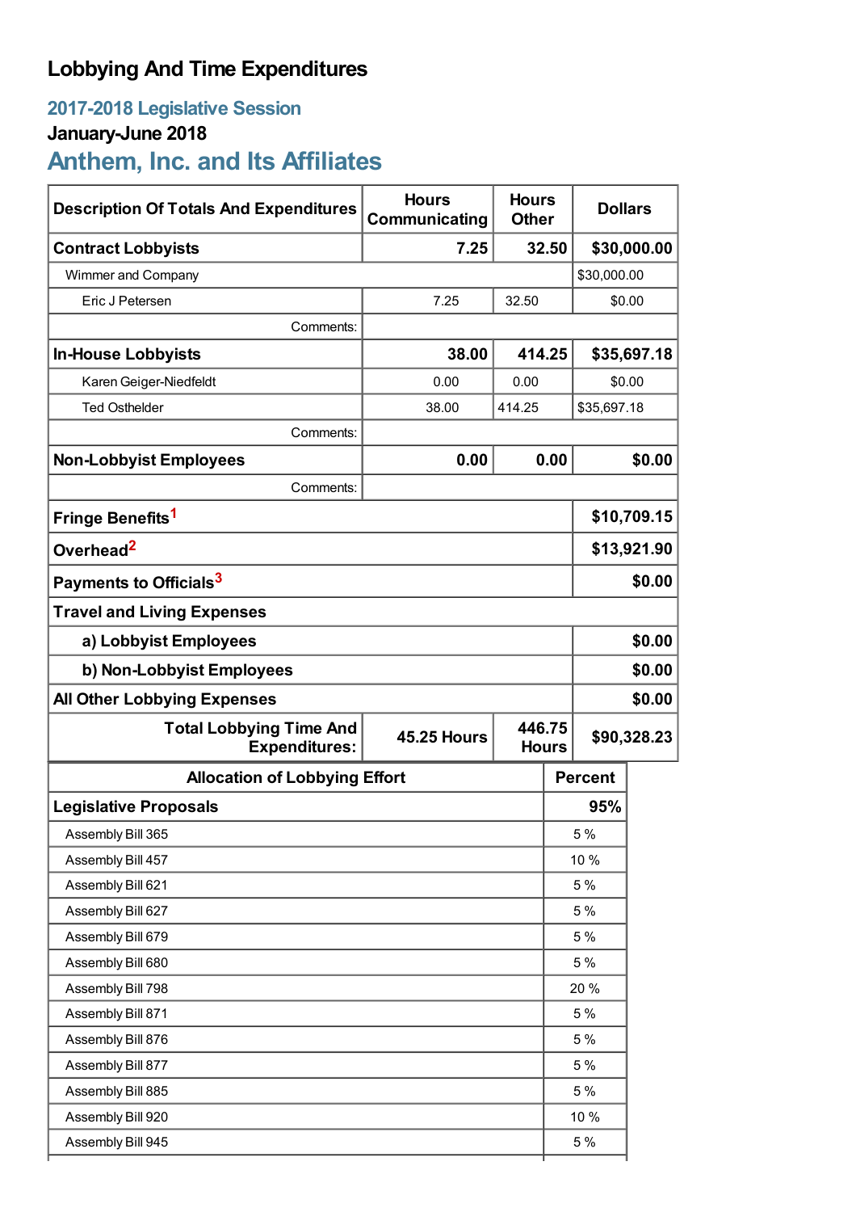# Lobbying And Time Expenditures

## 2017-2018 Legislative Session

### January-June 2018

## Anthem, Inc. and Its Affiliates

| Description Of Totals And Expenditures | Hours Communicating | Hours Other | Dollars |
|---|---|---|---|
| **Contract Lobbyists** | **7.25** | **32.50** | **$30,000.00** |
| Wimmer and Company | | | $30,000.00 |
| Eric J Petersen | 7.25 | 32.50 | $0.00 |
| Comments: | | | |
| **In-House Lobbyists** | **38.00** | **414.25** | **$35,697.18** |
| Karen Geiger-Niedfeldt | 0.00 | 0.00 | $0.00 |
| Ted Osthelder | 38.00 | 414.25 | $35,697.18 |
| Comments: | | | |
| **Non-Lobbyist Employees** | **0.00** | **0.00** | **$0.00** |
| Comments: | | | |
| **Fringe Benefits[1]** | | | **$10,709.15** |
| **Overhead[2]** | | | **$13,921.90** |
| **Payments to Officials[3]** | | | **$0.00** |
| **Travel and Living Expenses** | | | |
| **a) Lobbyist Employees** | | | **$0.00** |
| **b) Non-Lobbyist Employees** | | | **$0.00** |
| **All Other Lobbying Expenses** | | | **$0.00** |
| **Total Lobbying Time And Expenditures:** | **45.25 Hours** | **446.75 Hours** | **$90,328.23** |

| Allocation of Lobbying Effort | Percent |
|---|---|
| **Legislative Proposals** | **95%** |
| Assembly Bill 365 | 5 % |
| Assembly Bill 457 | 10 % |
| Assembly Bill 621 | 5 % |
| Assembly Bill 627 | 5 % |
| Assembly Bill 679 | 5 % |
| Assembly Bill 680 | 5 % |
| Assembly Bill 798 | 20 % |
| Assembly Bill 871 | 5 % |
| Assembly Bill 876 | 5 % |
| Assembly Bill 877 | 5 % |
| Assembly Bill 885 | 5 % |
| Assembly Bill 920 | 10 % |
| Assembly Bill 945 | 5 % |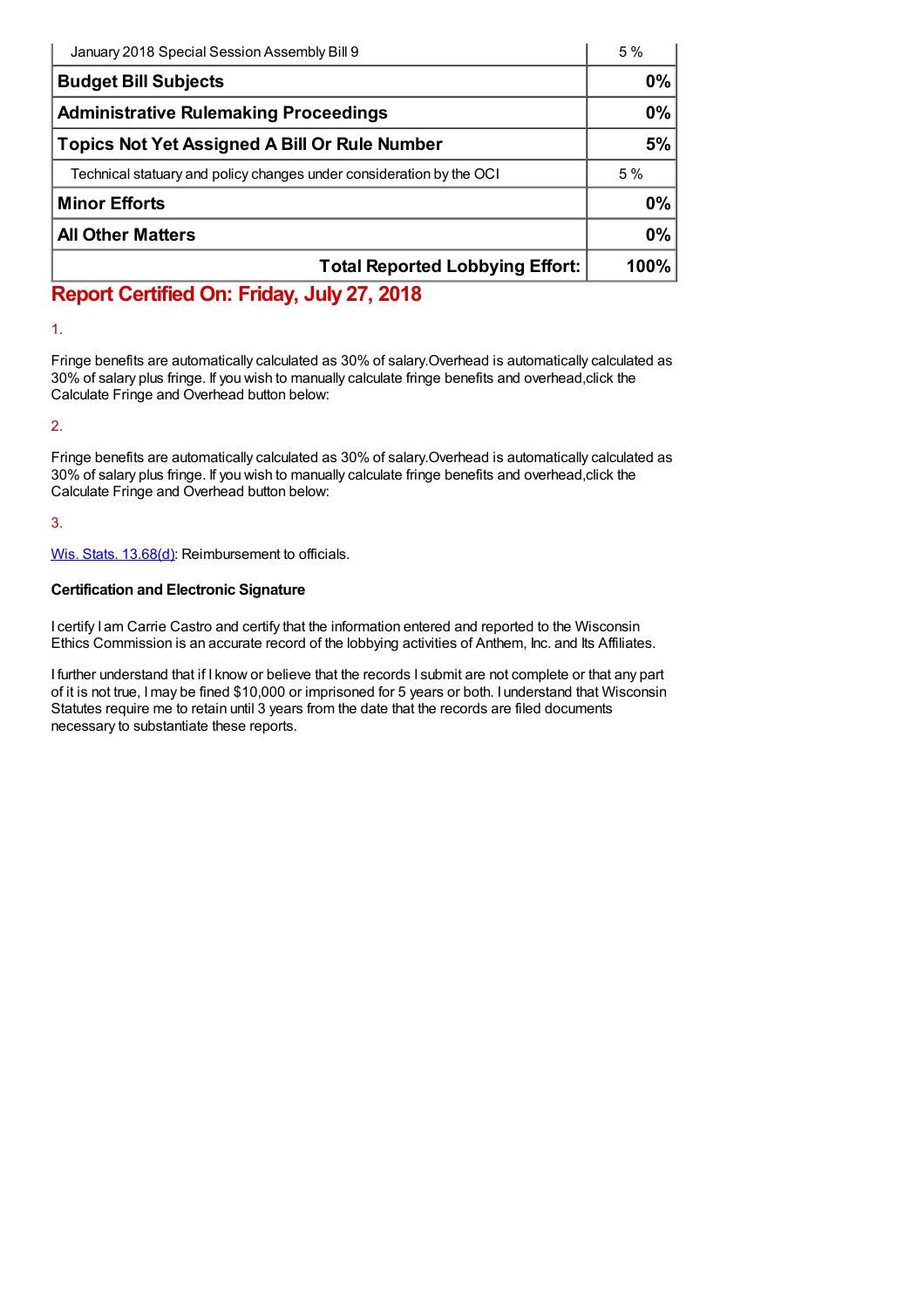| | |
|---|---|
| January 2018 Special Session Assembly Bill 9 | 5 % |
| **Budget Bill Subjects** | **0%** |
| **Administrative Rulemaking Proceedings** | **0%** |
| **Topics Not Yet Assigned A Bill Or Rule Number** | **5%** |
| Technical statuary and policy changes under consideration by the OCI | 5 % |
| **Minor Efforts** | **0%** |
| **All Other Matters** | **0%** |
| **Total Reported Lobbying Effort:** | **100%** |

## Report Certified On: Friday, July 27, 2018

1.

Fringe benefits are automatically calculated as 30% of salary.Overhead is automatically calculated as 30% of salary plus fringe. If you wish to manually calculate fringe benefits and overhead,click the Calculate Fringe and Overhead button below:

2.

Fringe benefits are automatically calculated as 30% of salary.Overhead is automatically calculated as 30% of salary plus fringe. If you wish to manually calculate fringe benefits and overhead,click the Calculate Fringe and Overhead button below:

3.

Wis. Stats. 13.68(d): Reimbursement to officials.

**Certification and Electronic Signature**

I certify I am Carrie Castro and certify that the information entered and reported to the Wisconsin Ethics Commission is an accurate record of the lobbying activities of Anthem, Inc. and Its Affiliates.

I further understand that if I know or believe that the records I submit are not complete or that any part of it is not true, I may be fined $10,000 or imprisoned for 5 years or both. I understand that Wisconsin Statutes require me to retain until 3 years from the date that the records are filed documents necessary to substantiate these reports.